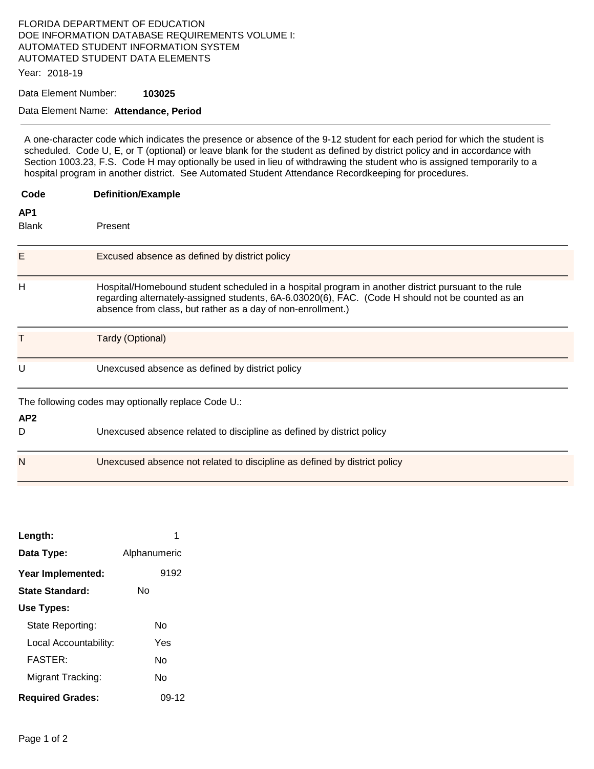FLORIDA DEPARTMENT OF EDUCATION
DOE INFORMATION DATABASE REQUIREMENTS VOLUME I:
AUTOMATED STUDENT INFORMATION SYSTEM
AUTOMATED STUDENT DATA ELEMENTS

Year: 2018-19

Data Element Number: **103025**

Data Element Name: **Attendance, Period**

---

A one-character code which indicates the presence or absence of the 9-12 student for each period for which the student is scheduled. Code U, E, or T (optional) or leave blank for the student as defined by district policy and in accordance with Section 1003.23, F.S. Code H may optionally be used in lieu of withdrawing the student who is assigned temporarily to a hospital program in another district. See Automated Student Attendance Recordkeeping for procedures.

| Code | Definition/Example |
|---|---|
| **AP1** | |
| Blank | Present |
| E | Excused absence as defined by district policy |
| H | Hospital/Homebound student scheduled in a hospital program in another district pursuant to the rule regarding alternately-assigned students, 6A-6.03020(6), FAC. (Code H should not be counted as an absence from class, but rather as a day of non-enrollment.) |
| T | Tardy (Optional) |
| U | Unexcused absence as defined by district policy |

The following codes may optionally replace Code U.:

| Code | Definition/Example |
|---|---|
| **AP2** | |
| D | Unexcused absence related to discipline as defined by district policy |
| N | Unexcused absence not related to discipline as defined by district policy |

**Length:** 1

**Data Type:** Alphanumeric

**Year Implemented:** 9192

**State Standard:** No

**Use Types:**

- State Reporting: No
- Local Accountability: Yes
- FASTER: No
- Migrant Tracking: No

**Required Grades:** 09-12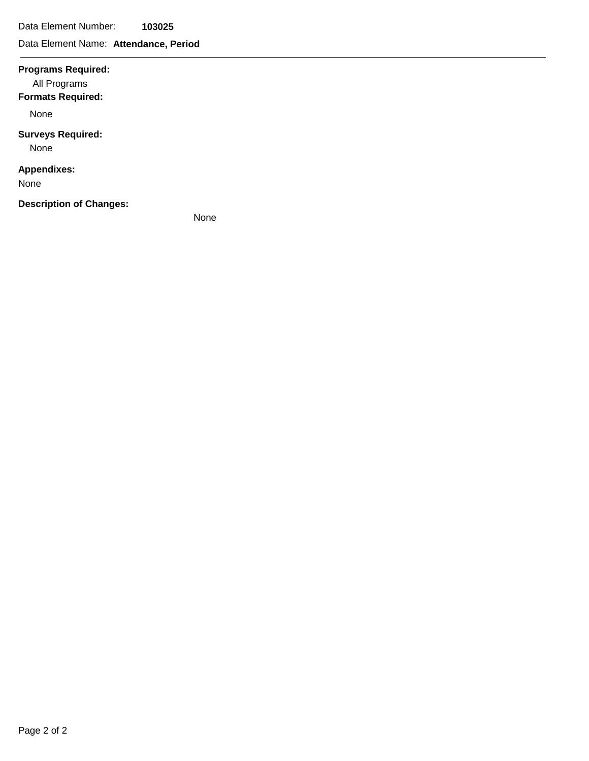Data Element Number: **103025**

Data Element Name: **Attendance, Period**

---

**Programs Required:**

All Programs

**Formats Required:**

None

**Surveys Required:**

None

**Appendixes:**

None

**Description of Changes:**

None